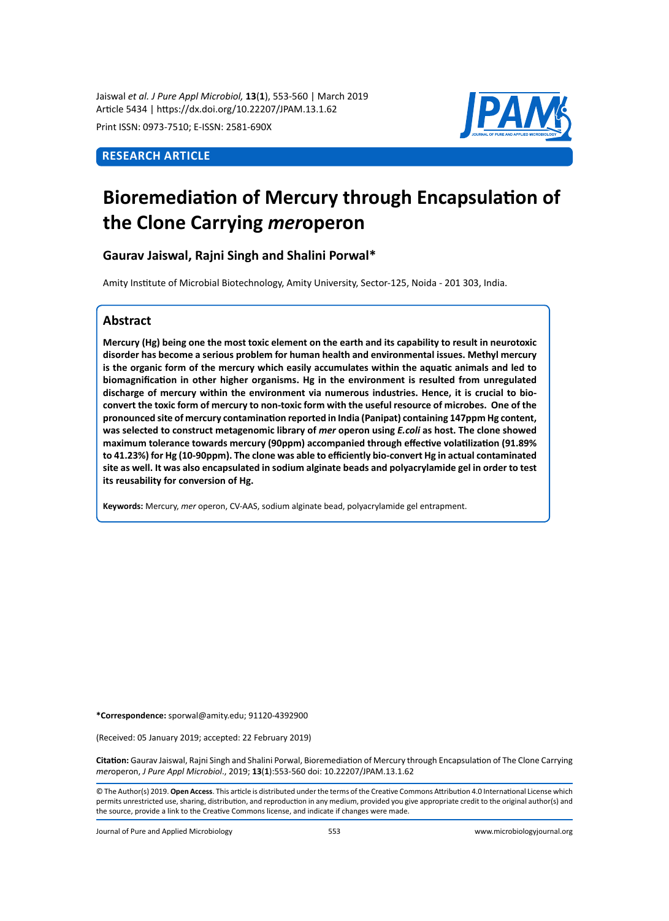Jaiswal *et al. J Pure Appl Microbiol,* **13**(**1**), 553-560 | March 2019
Article 5434 | https://dx.doi.org/10.22207/JPAM.13.1.62

Print ISSN: 0973-7510; E-ISSN: 2581-690X

**RESEARCH ARTICLE**

# Bioremediation of Mercury through Encapsulation of the Clone Carrying *mer*operon

## Gaurav Jaiswal, Rajni Singh and Shalini Porwal*

Amity Institute of Microbial Biotechnology, Amity University, Sector-125, Noida - 201 303, India.

## Abstract

**Mercury (Hg) being one the most toxic element on the earth and its capability to result in neurotoxic disorder has become a serious problem for human health and environmental issues. Methyl mercury is the organic form of the mercury which easily accumulates within the aquatic animals and led to biomagnification in other higher organisms. Hg in the environment is resulted from unregulated discharge of mercury within the environment via numerous industries. Hence, it is crucial to bio-convert the toxic form of mercury to non-toxic form with the useful resource of microbes. One of the pronounced site of mercury contamination reported in India (Panipat) containing 147ppm Hg content, was selected to construct metagenomic library of *mer* operon using *E.coli* as host. The clone showed maximum tolerance towards mercury (90ppm) accompanied through effective volatilization (91.89% to 41.23%) for Hg (10-90ppm). The clone was able to efficiently bio-convert Hg in actual contaminated site as well. It was also encapsulated in sodium alginate beads and polyacrylamide gel in order to test its reusability for conversion of Hg.**

**Keywords:** Mercury, *mer* operon, CV-AAS, sodium alginate bead, polyacrylamide gel entrapment.

**\*Correspondence:** sporwal@amity.edu; 91120-4392900

(Received: 05 January 2019; accepted: 22 February 2019)

**Citation:** Gaurav Jaiswal, Rajni Singh and Shalini Porwal, Bioremediation of Mercury through Encapsulation of The Clone Carrying *mer*operon, *J Pure Appl Microbiol*., 2019; **13**(**1**):553-560 doi: 10.22207/JPAM.13.1.62

© The Author(s) 2019. **Open Access**. This article is distributed under the terms of the Creative Commons Attribution 4.0 International License which permits unrestricted use, sharing, distribution, and reproduction in any medium, provided you give appropriate credit to the original author(s) and the source, provide a link to the Creative Commons license, and indicate if changes were made.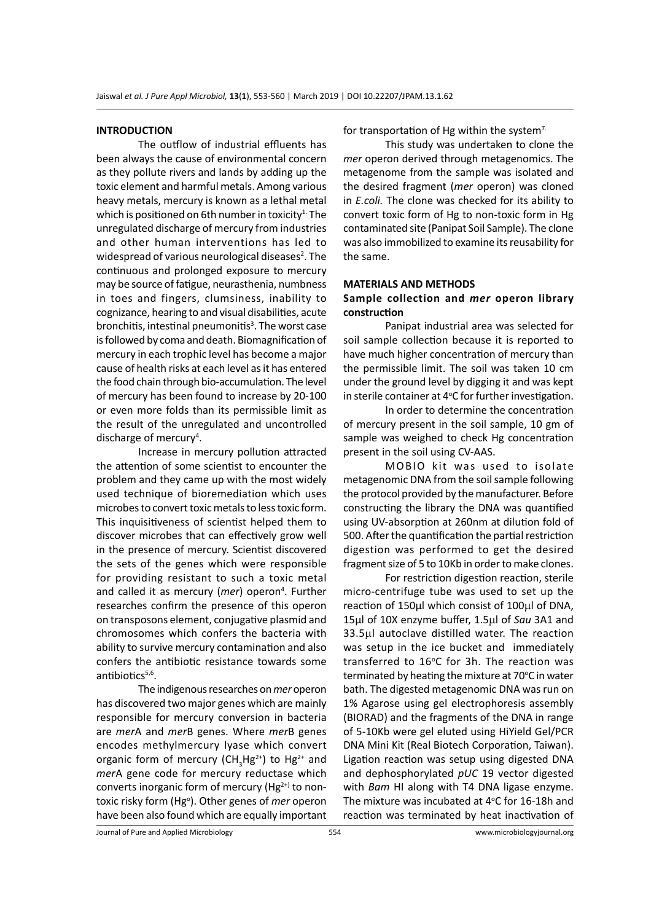## INTRODUCTION

The outflow of industrial effluents has been always the cause of environmental concern as they pollute rivers and lands by adding up the toxic element and harmful metals. Among various heavy metals, mercury is known as a lethal metal which is positioned on 6th number in toxicity[1]. The unregulated discharge of mercury from industries and other human interventions has led to widespread of various neurological diseases[2]. The continuous and prolonged exposure to mercury may be source of fatigue, neurasthenia, numbness in toes and fingers, clumsiness, inability to cognizance, hearing to and visual disabilities, acute bronchitis, intestinal pneumonitis[3]. The worst case is followed by coma and death. Biomagnification of mercury in each trophic level has become a major cause of health risks at each level as it has entered the food chain through bio-accumulation. The level of mercury has been found to increase by 20-100 or even more folds than its permissible limit as the result of the unregulated and uncontrolled discharge of mercury[4].

Increase in mercury pollution attracted the attention of some scientist to encounter the problem and they came up with the most widely used technique of bioremediation which uses microbes to convert toxic metals to less toxic form. This inquisitiveness of scientist helped them to discover microbes that can effectively grow well in the presence of mercury. Scientist discovered the sets of the genes which were responsible for providing resistant to such a toxic metal and called it as mercury (*mer*) operon[4]. Further researches confirm the presence of this operon on transposons element, conjugative plasmid and chromosomes which confers the bacteria with ability to survive mercury contamination and also confers the antibiotic resistance towards some antibiotics[5,6].

The indigenous researches on *mer* operon has discovered two major genes which are mainly responsible for mercury conversion in bacteria are *mer*A and *mer*B genes. Where *mer*B genes encodes methylmercury lyase which convert organic form of mercury ($CH_3Hg^{2+}$) to $Hg^{2+}$ and *mer*A gene code for mercury reductase which converts inorganic form of mercury ($Hg^{2+}$) to non-toxic risky form ($Hg^{o}$). Other genes of *mer* operon have been also found which are equally important for transportation of Hg within the system[7].

This study was undertaken to clone the *mer* operon derived through metagenomics. The metagenome from the sample was isolated and the desired fragment (*mer* operon) was cloned in *E.coli.* The clone was checked for its ability to convert toxic form of Hg to non-toxic form in Hg contaminated site (Panipat Soil Sample). The clone was also immobilized to examine its reusability for the same.

## MATERIALS AND METHODS

### Sample collection and *mer* operon library construction

Panipat industrial area was selected for soil sample collection because it is reported to have much higher concentration of mercury than the permissible limit. The soil was taken 10 cm under the ground level by digging it and was kept in sterile container at 4°C for further investigation.

In order to determine the concentration of mercury present in the soil sample, 10 gm of sample was weighed to check Hg concentration present in the soil using CV-AAS.

MOBIO kit was used to isolate metagenomic DNA from the soil sample following the protocol provided by the manufacturer. Before constructing the library the DNA was quantified using UV-absorption at 260nm at dilution fold of 500. After the quantification the partial restriction digestion was performed to get the desired fragment size of 5 to 10Kb in order to make clones.

For restriction digestion reaction, sterile micro-centrifuge tube was used to set up the reaction of 150µl which consist of 100µl of DNA, 15µl of 10X enzyme buffer, 1.5µl of *Sau* 3A1 and 33.5µl autoclave distilled water. The reaction was setup in the ice bucket and immediately transferred to 16°C for 3h. The reaction was terminated by heating the mixture at 70°C in water bath. The digested metagenomic DNA was run on 1% Agarose using gel electrophoresis assembly (BIORAD) and the fragments of the DNA in range of 5-10Kb were gel eluted using HiYield Gel/PCR DNA Mini Kit (Real Biotech Corporation, Taiwan). Ligation reaction was setup using digested DNA and dephosphorylated *pUC* 19 vector digested with *Bam* HI along with T4 DNA ligase enzyme. The mixture was incubated at 4°C for 16-18h and reaction was terminated by heat inactivation of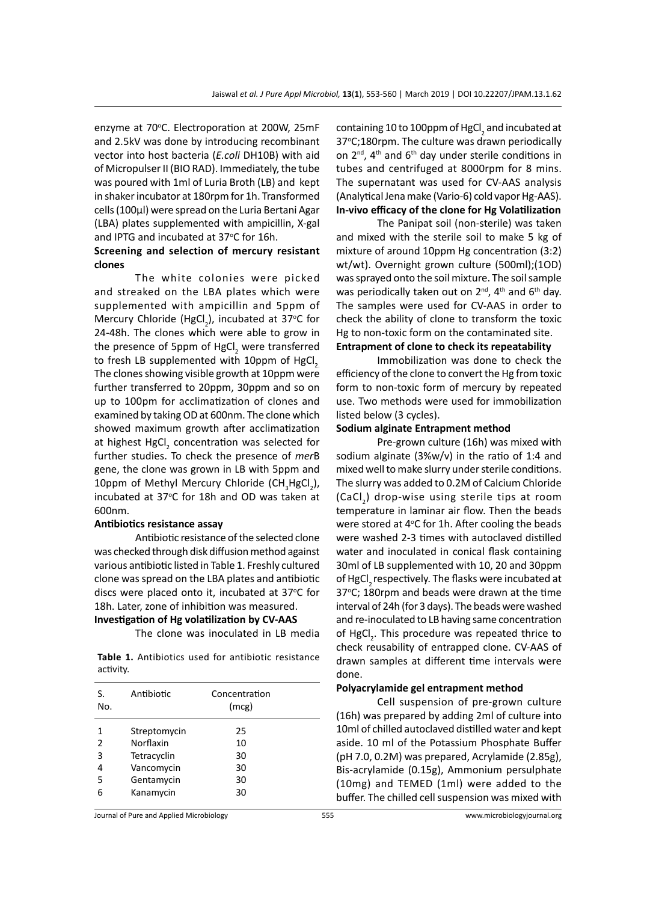enzyme at 70°C. Electroporation at 200W, 25mF and 2.5kV was done by introducing recombinant vector into host bacteria (*E.coli* DH10B) with aid of Micropulser II (BIO RAD). Immediately, the tube was poured with 1ml of Luria Broth (LB) and kept in shaker incubator at 180rpm for 1h. Transformed cells (100µl) were spread on the Luria Bertani Agar (LBA) plates supplemented with ampicillin, X-gal and IPTG and incubated at 37°C for 16h.

**Screening and selection of mercury resistant clones**

The white colonies were picked and streaked on the LBA plates which were supplemented with ampicillin and 5ppm of Mercury Chloride ($HgCl_2$), incubated at 37°C for 24-48h. The clones which were able to grow in the presence of 5ppm of $HgCl_2$ were transferred to fresh LB supplemented with 10ppm of $HgCl_2$. The clones showing visible growth at 10ppm were further transferred to 20ppm, 30ppm and so on up to 100pm for acclimatization of clones and examined by taking OD at 600nm. The clone which showed maximum growth after acclimatization at highest $HgCl_2$ concentration was selected for further studies. To check the presence of *mer*B gene, the clone was grown in LB with 5ppm and 10ppm of Methyl Mercury Chloride ($CH_3HgCl_2$), incubated at 37°C for 18h and OD was taken at 600nm.

**Antibiotics resistance assay**

Antibiotic resistance of the selected clone was checked through disk diffusion method against various antibiotic listed in Table 1. Freshly cultured clone was spread on the LBA plates and antibiotic discs were placed onto it, incubated at 37°C for 18h. Later, zone of inhibition was measured.

**Investigation of Hg volatilization by CV-AAS**

The clone was inoculated in LB media containing 10 to 100ppm of $HgCl_2$ and incubated at 37°C;180rpm. The culture was drawn periodically on 2nd, 4th and 6th day under sterile conditions in tubes and centrifuged at 8000rpm for 8 mins. The supernatant was used for CV-AAS analysis (Analytical Jena make (Vario-6) cold vapor Hg-AAS).

**Table 1.** Antibiotics used for antibiotic resistance activity.

| S. No. | Antibiotic | Concentration (mcg) |
|---|---|---|
| 1 | Streptomycin | 25 |
| 2 | Norflaxin | 10 |
| 3 | Tetracyclin | 30 |
| 4 | Vancomycin | 30 |
| 5 | Gentamycin | 30 |
| 6 | Kanamycin | 30 |

**In-vivo efficacy of the clone for Hg Volatilization**

The Panipat soil (non-sterile) was taken and mixed with the sterile soil to make 5 kg of mixture of around 10ppm Hg concentration (3:2) wt/wt). Overnight grown culture (500ml);(1OD) was sprayed onto the soil mixture. The soil sample was periodically taken out on 2nd, 4th and 6th day. The samples were used for CV-AAS in order to check the ability of clone to transform the toxic Hg to non-toxic form on the contaminated site.

**Entrapment of clone to check its repeatability**

Immobilization was done to check the efficiency of the clone to convert the Hg from toxic form to non-toxic form of mercury by repeated use. Two methods were used for immobilization listed below (3 cycles).

**Sodium alginate Entrapment method**

Pre-grown culture (16h) was mixed with sodium alginate (3%w/v) in the ratio of 1:4 and mixed well to make slurry under sterile conditions. The slurry was added to 0.2M of Calcium Chloride ($CaCl_2$) drop-wise using sterile tips at room temperature in laminar air flow. Then the beads were stored at 4°C for 1h. After cooling the beads were washed 2-3 times with autoclaved distilled water and inoculated in conical flask containing 30ml of LB supplemented with 10, 20 and 30ppm of $HgCl_2$ respectively. The flasks were incubated at 37°C; 180rpm and beads were drawn at the time interval of 24h (for 3 days). The beads were washed and re-inoculated to LB having same concentration of $HgCl_2$. This procedure was repeated thrice to check reusability of entrapped clone. CV-AAS of drawn samples at different time intervals were done.

**Polyacrylamide gel entrapment method**

Cell suspension of pre-grown culture (16h) was prepared by adding 2ml of culture into 10ml of chilled autoclaved distilled water and kept aside. 10 ml of the Potassium Phosphate Buffer (pH 7.0, 0.2M) was prepared, Acrylamide (2.85g), Bis-acrylamide (0.15g), Ammonium persulphate (10mg) and TEMED (1ml) were added to the buffer. The chilled cell suspension was mixed with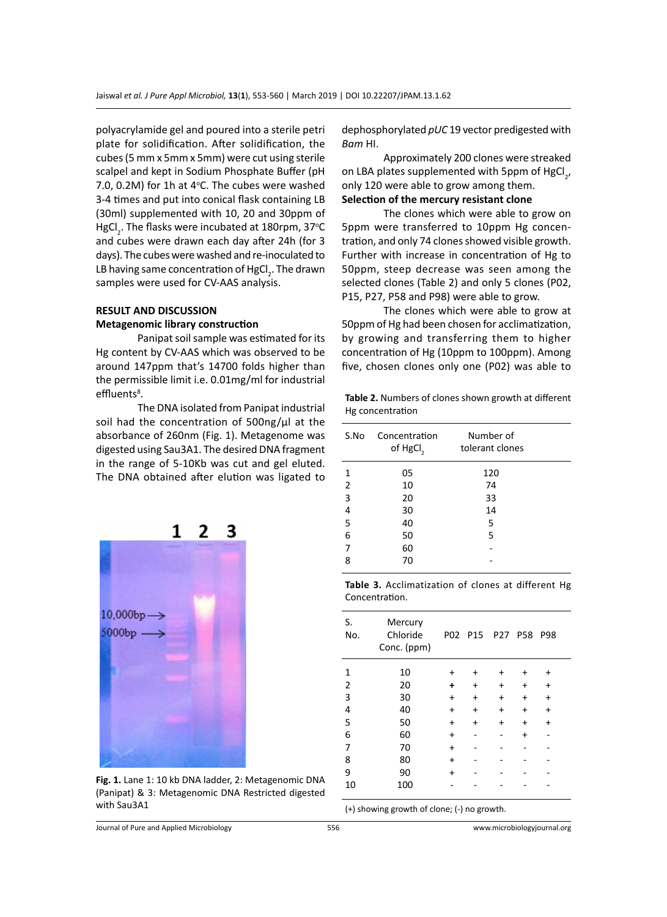polyacrylamide gel and poured into a sterile petri plate for solidification. After solidification, the cubes (5 mm x 5mm x 5mm) were cut using sterile scalpel and kept in Sodium Phosphate Buffer (pH 7.0, 0.2M) for 1h at 4°C. The cubes were washed 3-4 times and put into conical flask containing LB (30ml) supplemented with 10, 20 and 30ppm of $HgCl_2$. The flasks were incubated at 180rpm, 37°C and cubes were drawn each day after 24h (for 3 days). The cubes were washed and re-inoculated to LB having same concentration of $HgCl_2$. The drawn samples were used for CV-AAS analysis.

## RESULT AND DISCUSSION

### Metagenomic library construction

Panipat soil sample was estimated for its Hg content by CV-AAS which was observed to be around 147ppm that's 14700 folds higher than the permissible limit i.e. 0.01mg/ml for industrial effluents[8].

The DNA isolated from Panipat industrial soil had the concentration of 500ng/µl at the absorbance of 260nm (Fig. 1). Metagenome was digested using Sau3A1. The desired DNA fragment in the range of 5-10Kb was cut and gel eluted. The DNA obtained after elution was ligated to dephosphorylated *pUC* 19 vector predigested with *Bam* HI.

**Fig. 1.** Lane 1: 10 kb DNA ladder, 2: Metagenomic DNA (Panipat) & 3: Metagenomic DNA Restricted digested with Sau3A1

Approximately 200 clones were streaked on LBA plates supplemented with 5ppm of $HgCl_2$, only 120 were able to grow among them.

### Selection of the mercury resistant clone

The clones which were able to grow on 5ppm were transferred to 10ppm Hg concentration, and only 74 clones showed visible growth. Further with increase in concentration of Hg to 50ppm, steep decrease was seen among the selected clones (Table 2) and only 5 clones (P02, P15, P27, P58 and P98) were able to grow.

The clones which were able to grow at 50ppm of Hg had been chosen for acclimatization, by growing and transferring them to higher concentration of Hg (10ppm to 100ppm). Among five, chosen clones only one (P02) was able to

**Table 2.** Numbers of clones shown growth at different Hg concentration

| S.No | Concentration of $HgCl_2$ | Number of tolerant clones |
|---|---|---|
| 1 | 05 | 120 |
| 2 | 10 | 74 |
| 3 | 20 | 33 |
| 4 | 30 | 14 |
| 5 | 40 | 5 |
| 6 | 50 | 5 |
| 7 | 60 | - |
| 8 | 70 | - |

**Table 3.** Acclimatization of clones at different Hg Concentration.

| S. No. | Mercury Chloride Conc. (ppm) | P02 | P15 | P27 | P58 | P98 |
|---|---|---|---|---|---|---|
| 1 | 10 | + | + | + | + | + |
| 2 | 20 | + | + | + | + | + |
| 3 | 30 | + | + | + | + | + |
| 4 | 40 | + | + | + | + | + |
| 5 | 50 | + | + | + | + | + |
| 6 | 60 | + | - | - | + | - |
| 7 | 70 | + | - | - | - | - |
| 8 | 80 | + | - | - | - | - |
| 9 | 90 | + | - | - | - | - |
| 10 | 100 | - | - | - | - | - |

(+) showing growth of clone; (-) no growth.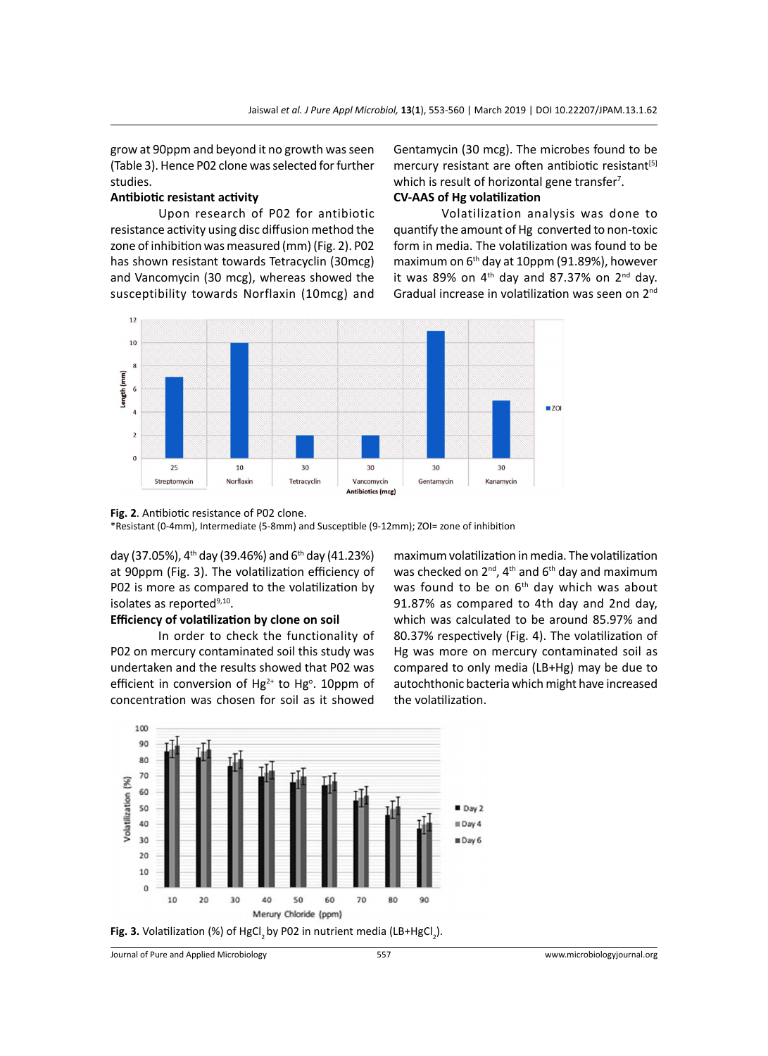grow at 90ppm and beyond it no growth was seen (Table 3). Hence P02 clone was selected for further studies.

**Antibiotic resistant activity**

Upon research of P02 for antibiotic resistance activity using disc diffusion method the zone of inhibition was measured (mm) (Fig. 2). P02 has shown resistant towards Tetracyclin (30mcg) and Vancomycin (30 mcg), whereas showed the susceptibility towards Norflaxin (10mcg) and Gentamycin (30 mcg). The microbes found to be mercury resistant are often antibiotic resistant[5] which is result of horizontal gene transfer[7].

**CV-AAS of Hg volatilization**

Volatilization analysis was done to quantify the amount of Hg converted to non-toxic form in media. The volatilization was found to be maximum on 6th day at 10ppm (91.89%), however it was 89% on 4th day and 87.37% on 2nd day. Gradual increase in volatilization was seen on 2nd day (37.05%), 4th day (39.46%) and 6th day (41.23%) at 90ppm (Fig. 3). The volatilization efficiency of P02 is more as compared to the volatilization by isolates as reported[9,10].

**Fig. 2**. Antibiotic resistance of P02 clone.
*Resistant (0-4mm), Intermediate (5-8mm) and Susceptible (9-12mm); ZOI= zone of inhibition

**Efficiency of volatilization by clone on soil**

In order to check the functionality of P02 on mercury contaminated soil this study was undertaken and the results showed that P02 was efficient in conversion of $Hg^{2+}$ to $Hg^{o}$. 10ppm of concentration was chosen for soil as it showed maximum volatilization in media. The volatilization was checked on 2nd, 4th and 6th day and maximum was found to be on 6th day which was about 91.87% as compared to 4th day and 2nd day, which was calculated to be around 85.97% and 80.37% respectively (Fig. 4). The volatilization of Hg was more on mercury contaminated soil as compared to only media (LB+Hg) may be due to autochthonic bacteria which might have increased the volatilization.

**Fig. 3.** Volatilization (%) of $HgCl_2$ by P02 in nutrient media (LB+$HgCl_2$).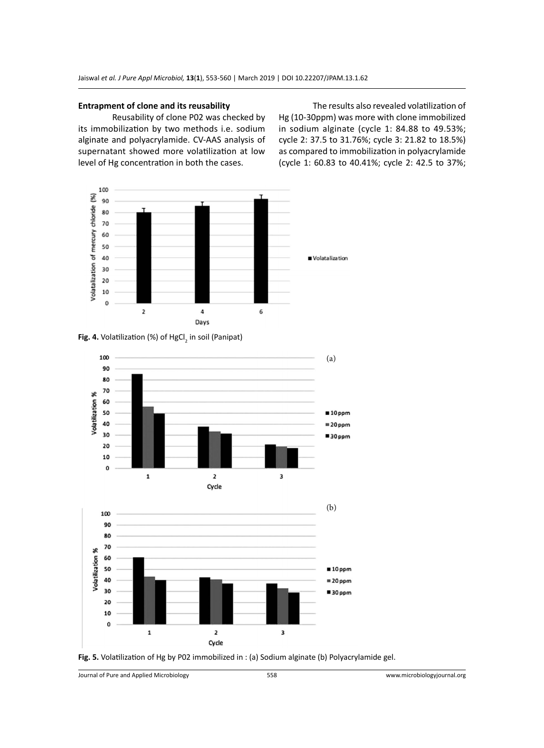### Entrapment of clone and its reusability

Reusability of clone P02 was checked by its immobilization by two methods i.e. sodium alginate and polyacrylamide. CV-AAS analysis of supernatant showed more volatilization at low level of Hg concentration in both the cases.

The results also revealed volatilization of Hg (10-30ppm) was more with clone immobilized in sodium alginate (cycle 1: 84.88 to 49.53%; cycle 2: 37.5 to 31.76%; cycle 3: 21.82 to 18.5%) as compared to immobilization in polyacrylamide (cycle 1: 60.83 to 40.41%; cycle 2: 42.5 to 37%;

**Fig. 4.** Volatilization (%) of $HgCl_2$ in soil (Panipat)

**Fig. 5.** Volatilization of Hg by P02 immobilized in : (a) Sodium alginate (b) Polyacrylamide gel.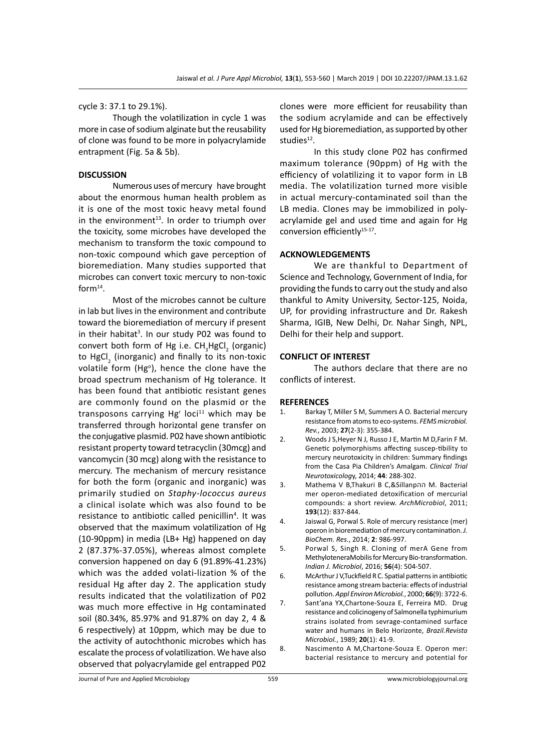cycle 3: 37.1 to 29.1%).

Though the volatilization in cycle 1 was more in case of sodium alginate but the reusability of clone was found to be more in polyacrylamide entrapment (Fig. 5a & 5b).

## DISCUSSION

Numerous uses of mercury have brought about the enormous human health problem as it is one of the most toxic heavy metal found in the environment[13]. In order to triumph over the toxicity, some microbes have developed the mechanism to transform the toxic compound to non-toxic compound which gave perception of bioremediation. Many studies supported that microbes can convert toxic mercury to non-toxic form[14].

Most of the microbes cannot be culture in lab but lives in the environment and contribute toward the bioremediation of mercury if present in their habitat[3]. In our study P02 was found to convert both form of Hg i.e. $CH_3HgCl_2$ (organic) to $HgCl_2$ (inorganic) and finally to its non-toxic volatile form ($Hg^o$), hence the clone have the broad spectrum mechanism of Hg tolerance. It has been found that antibiotic resistant genes are commonly found on the plasmid or the transposons carrying $Hg^r$ loci[11] which may be transferred through horizontal gene transfer on the conjugative plasmid. P02 have shown antibiotic resistant property toward tetracyclin (30mcg) and vancomycin (30 mcg) along with the resistance to mercury. The mechanism of mercury resistance for both the form (organic and inorganic) was primarily studied on *Staphy-lococcus aureus* a clinical isolate which was also found to be resistance to antibiotic called penicillin[4]. It was observed that the maximum volatilization of Hg (10-90ppm) in media (LB+ Hg) happened on day 2 (87.37%-37.05%), whereas almost complete conversion happened on day 6 (91.89%-41.23%) which was the added volati-lization % of the residual Hg after day 2. The application study results indicated that the volatilization of P02 was much more effective in Hg contaminated soil (80.34%, 85.97% and 91.87% on day 2, 4 & 6 respectively) at 10ppm, which may be due to the activity of autochthonic microbes which has escalate the process of volatilization. We have also observed that polyacrylamide gel entrapped P02 clones were more efficient for reusability than the sodium acrylamide and can be effectively used for Hg bioremediation, as supported by other studies[12].

In this study clone P02 has confirmed maximum tolerance (90ppm) of Hg with the efficiency of volatilizing it to vapor form in LB media. The volatilization turned more visible in actual mercury-contaminated soil than the LB media. Clones may be immobilized in poly-acrylamide gel and used time and again for Hg conversion efficiently[15-17].

## ACKNOWLEDGEMENTS

We are thankful to Department of Science and Technology, Government of India, for providing the funds to carry out the study and also thankful to Amity University, Sector-125, Noida, UP, for providing infrastructure and Dr. Rakesh Sharma, IGIB, New Delhi, Dr. Nahar Singh, NPL, Delhi for their help and support.

## CONFLICT OF INTEREST

The authors declare that there are no conflicts of interest.

## REFERENCES

1. Barkay T, Miller S M, Summers A O. Bacterial mercury resistance from atoms to eco-systems. *FEMS microbiol. Rev.*, 2003; **27**(2-3): 355-384.
2. Woods J S,Heyer N J, Russo J E, Martin M D,Farin F M. Genetic polymorphisms affecting suscep-tibility to mercury neurotoxicity in children: Summary findings from the Casa Pia Children's Amalgam. *Clinical Trial Neurotoxicology*, 2014; **44**: 288-302.
3. Mathema V B,Thakuri B C,&Sillanההפ M. Bacterial mer operon-mediated detoxification of mercurial compounds: a short review. *ArchMicrobiol*, 2011; **193**(12): 837-844.
4. Jaiswal G, Porwal S. Role of mercury resistance (mer) operon in bioremediation of mercury contamination. *J. BioChem. Res.*, 2014; **2**: 986-997.
5. Porwal S, Singh R. Cloning of merA Gene from MethyloteneraMobilis for Mercury Bio-transformation. *Indian J. Microbiol*, 2016; **56**(4): 504-507.
6. McArthur J V,Tuckfield R C. Spatial patterns in antibiotic resistance among stream bacteria: effects of industrial pollution. *Appl Environ Microbiol.*, 2000; **66**(9): 3722-6.
7. Sant'ana YX,Chartone-Souza E, Ferreira MD. Drug resistance and colicinogeny of Salmonella typhimurium strains isolated from sevrage-contamined surface water and humans in Belo Horizonte, *Brazil.Revista Microbiol.*, 1989; **20**(1): 41-9.
8. Nascimento A M,Chartone-Souza E. Operon mer: bacterial resistance to mercury and potential for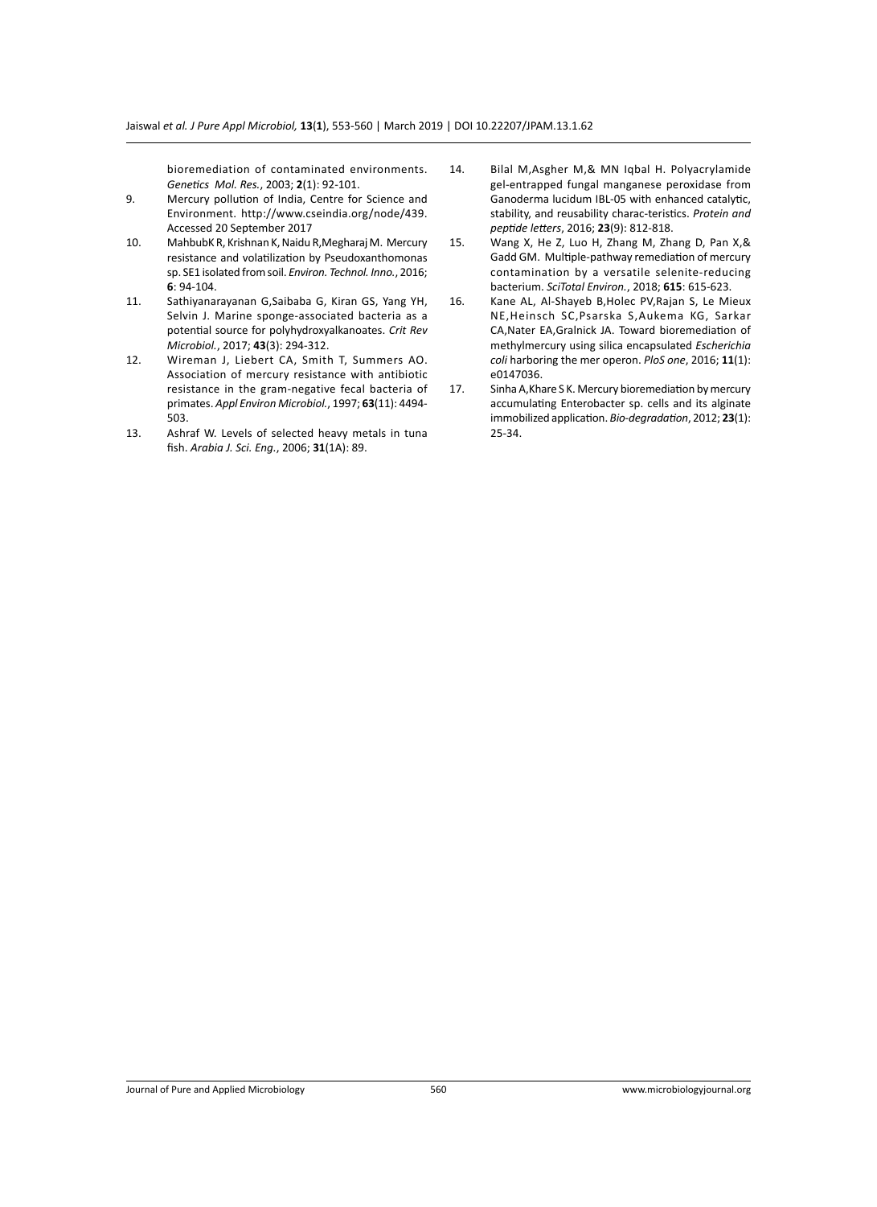bioremediation of contaminated environments. *Genetics Mol. Res.*, 2003; **2**(1): 92-101.

9. Mercury pollution of India, Centre for Science and Environment. http://www.cseindia.org/node/439. Accessed 20 September 2017
10. MahbubK R, Krishnan K, Naidu R,Megharaj M. Mercury resistance and volatilization by Pseudoxanthomonas sp. SE1 isolated from soil. *Environ. Technol. Inno.*, 2016; **6**: 94-104.
11. Sathiyanarayanan G,Saibaba G, Kiran GS, Yang YH, Selvin J. Marine sponge-associated bacteria as a potential source for polyhydroxyalkanoates. *Crit Rev Microbiol.*, 2017; **43**(3): 294-312.
12. Wireman J, Liebert CA, Smith T, Summers AO. Association of mercury resistance with antibiotic resistance in the gram-negative fecal bacteria of primates. *Appl Environ Microbiol.*, 1997; **63**(11): 4494-503.
13. Ashraf W. Levels of selected heavy metals in tuna fish. *Arabia J. Sci. Eng.*, 2006; **31**(1A): 89.
14. Bilal M,Asgher M,& MN Iqbal H. Polyacrylamide gel-entrapped fungal manganese peroxidase from Ganoderma lucidum IBL-05 with enhanced catalytic, stability, and reusability charac-teristics. *Protein and peptide letters*, 2016; **23**(9): 812-818.
15. Wang X, He Z, Luo H, Zhang M, Zhang D, Pan X,& Gadd GM. Multiple-pathway remediation of mercury contamination by a versatile selenite-reducing bacterium. *SciTotal Environ.*, 2018; **615**: 615-623.
16. Kane AL, Al-Shayeb B,Holec PV,Rajan S, Le Mieux NE,Heinsch SC,Psarska S,Aukema KG, Sarkar CA,Nater EA,Gralnick JA. Toward bioremediation of methylmercury using silica encapsulated *Escherichia coli* harboring the mer operon. *PloS one*, 2016; **11**(1): e0147036.
17. Sinha A,Khare S K. Mercury bioremediation by mercury accumulating Enterobacter sp. cells and its alginate immobilized application. *Bio-degradation*, 2012; **23**(1): 25-34.